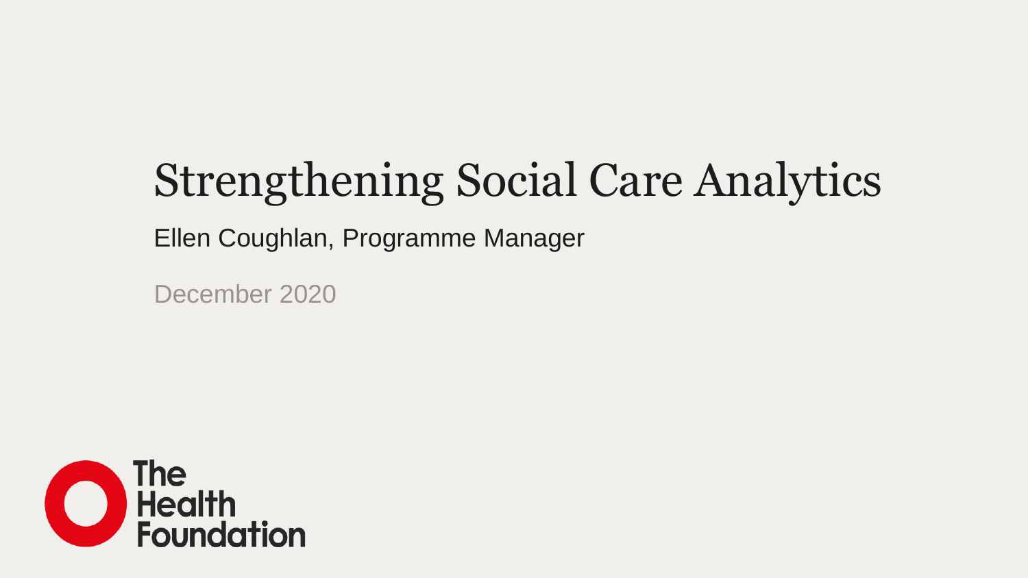# Strengthening Social Care Analytics

Ellen Coughlan, Programme Manager

December 2020

The Health Foundation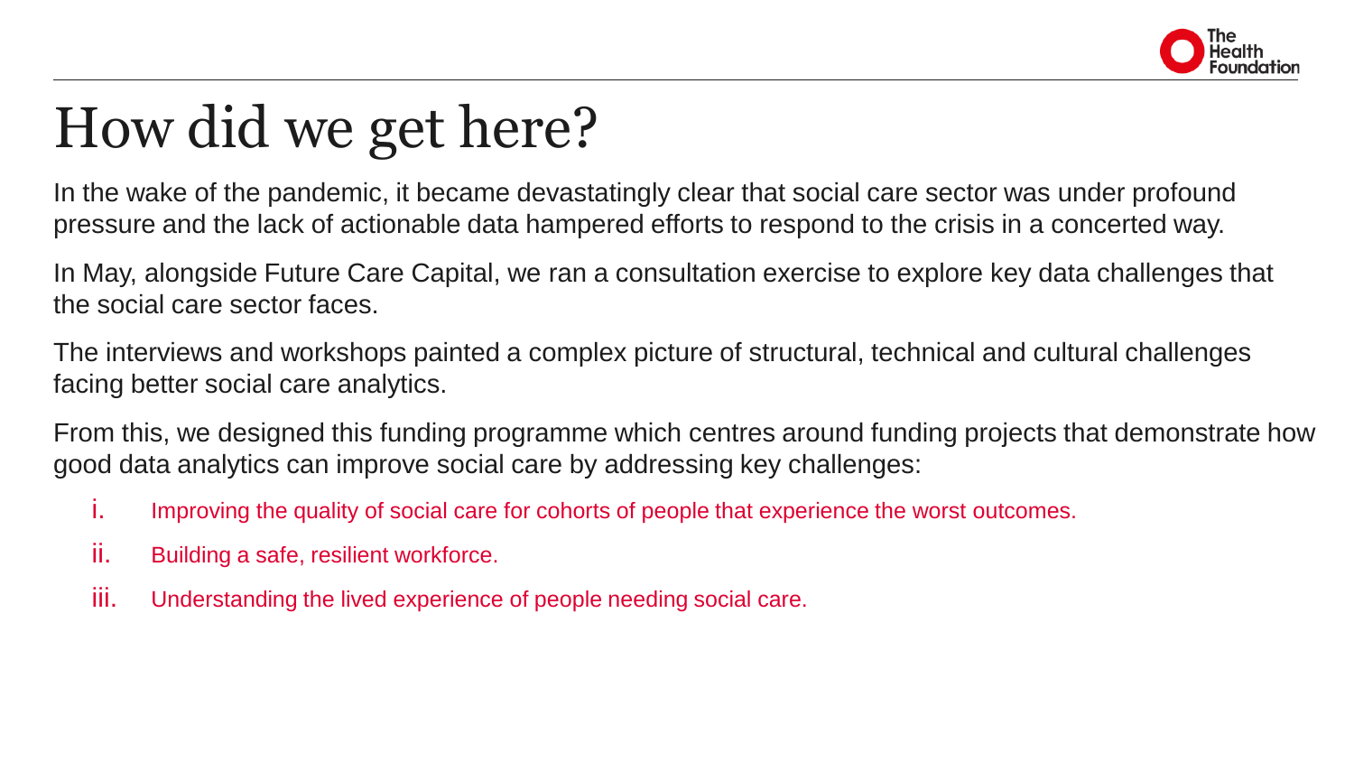# How did we get here?

In the wake of the pandemic, it became devastatingly clear that social care sector was under profound pressure and the lack of actionable data hampered efforts to respond to the crisis in a concerted way.

In May, alongside Future Care Capital, we ran a consultation exercise to explore key data challenges that the social care sector faces.

The interviews and workshops painted a complex picture of structural, technical and cultural challenges facing better social care analytics.

From this, we designed this funding programme which centres around funding projects that demonstrate how good data analytics can improve social care by addressing key challenges:

i. Improving the quality of social care for cohorts of people that experience the worst outcomes.
ii. Building a safe, resilient workforce.
iii. Understanding the lived experience of people needing social care.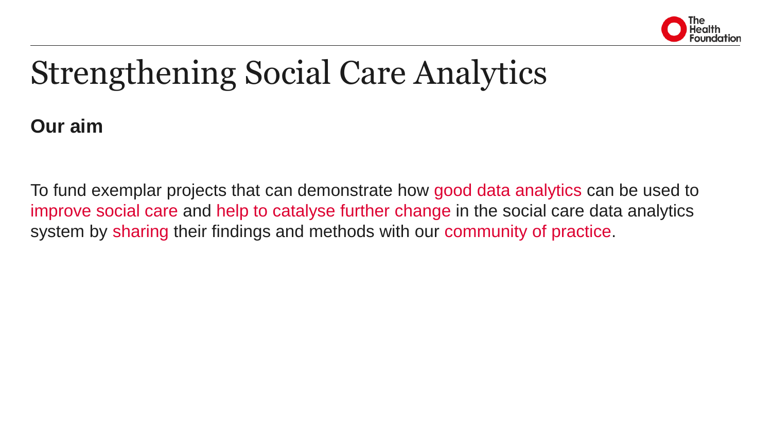# Strengthening Social Care Analytics

**Our aim**

To fund exemplar projects that can demonstrate how good data analytics can be used to improve social care and help to catalyse further change in the social care data analytics system by sharing their findings and methods with our community of practice.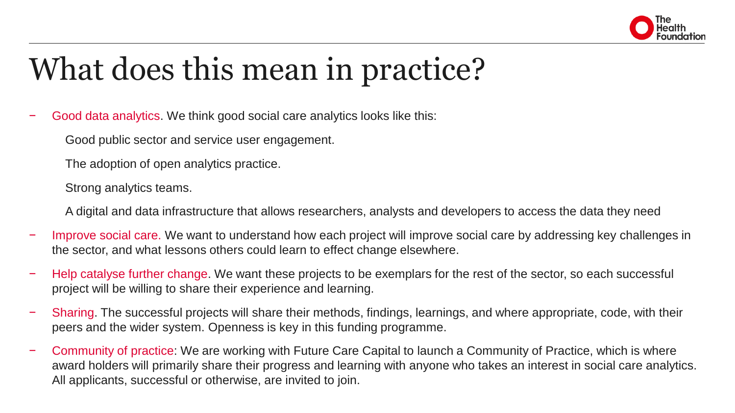# What does this mean in practice?

- Good data analytics. We think good social care analytics looks like this:

  Good public sector and service user engagement.

  The adoption of open analytics practice.

  Strong analytics teams.

  A digital and data infrastructure that allows researchers, analysts and developers to access the data they need

- Improve social care. We want to understand how each project will improve social care by addressing key challenges in the sector, and what lessons others could learn to effect change elsewhere.
- Help catalyse further change. We want these projects to be exemplars for the rest of the sector, so each successful project will be willing to share their experience and learning.
- Sharing. The successful projects will share their methods, findings, learnings, and where appropriate, code, with their peers and the wider system. Openness is key in this funding programme.
- Community of practice: We are working with Future Care Capital to launch a Community of Practice, which is where award holders will primarily share their progress and learning with anyone who takes an interest in social care analytics. All applicants, successful or otherwise, are invited to join.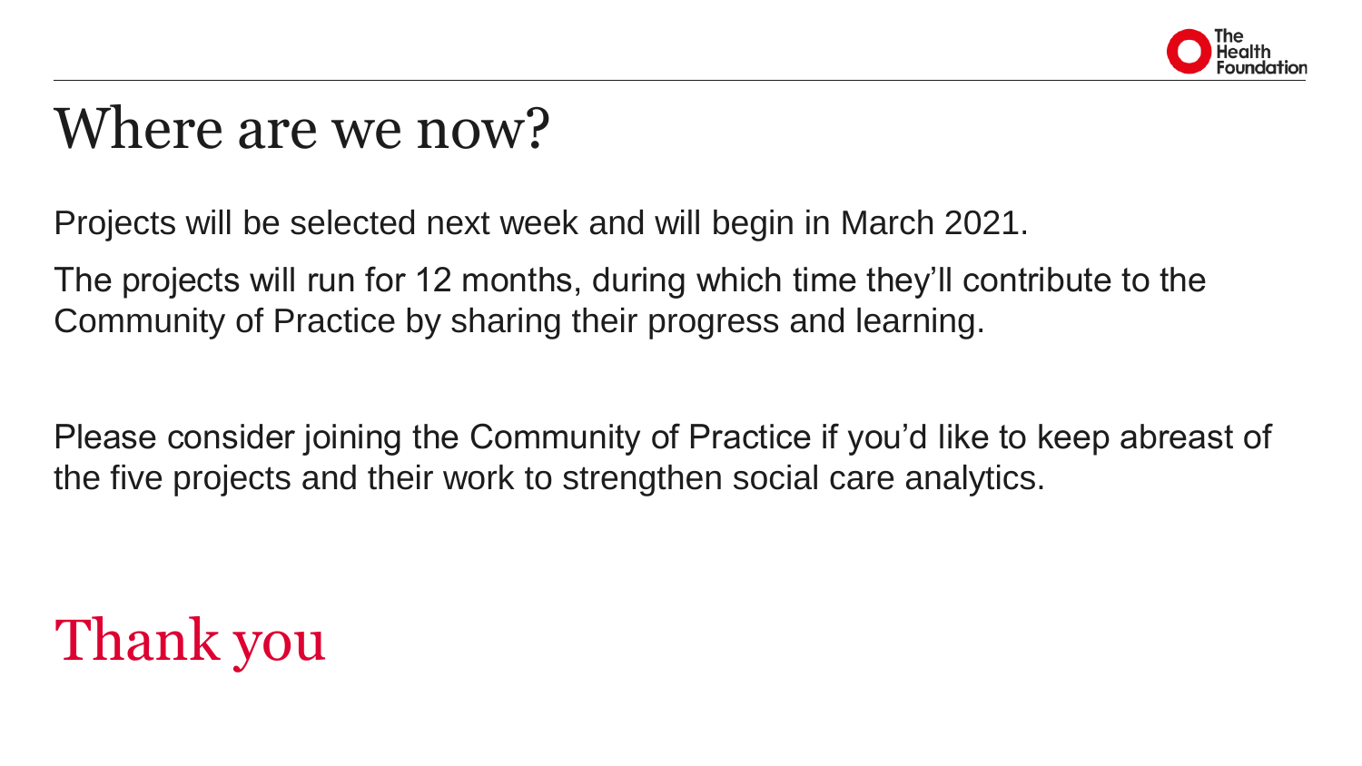# Where are we now?

Projects will be selected next week and will begin in March 2021.

The projects will run for 12 months, during which time they'll contribute to the Community of Practice by sharing their progress and learning.

Please consider joining the Community of Practice if you'd like to keep abreast of the five projects and their work to strengthen social care analytics.

# Thank you